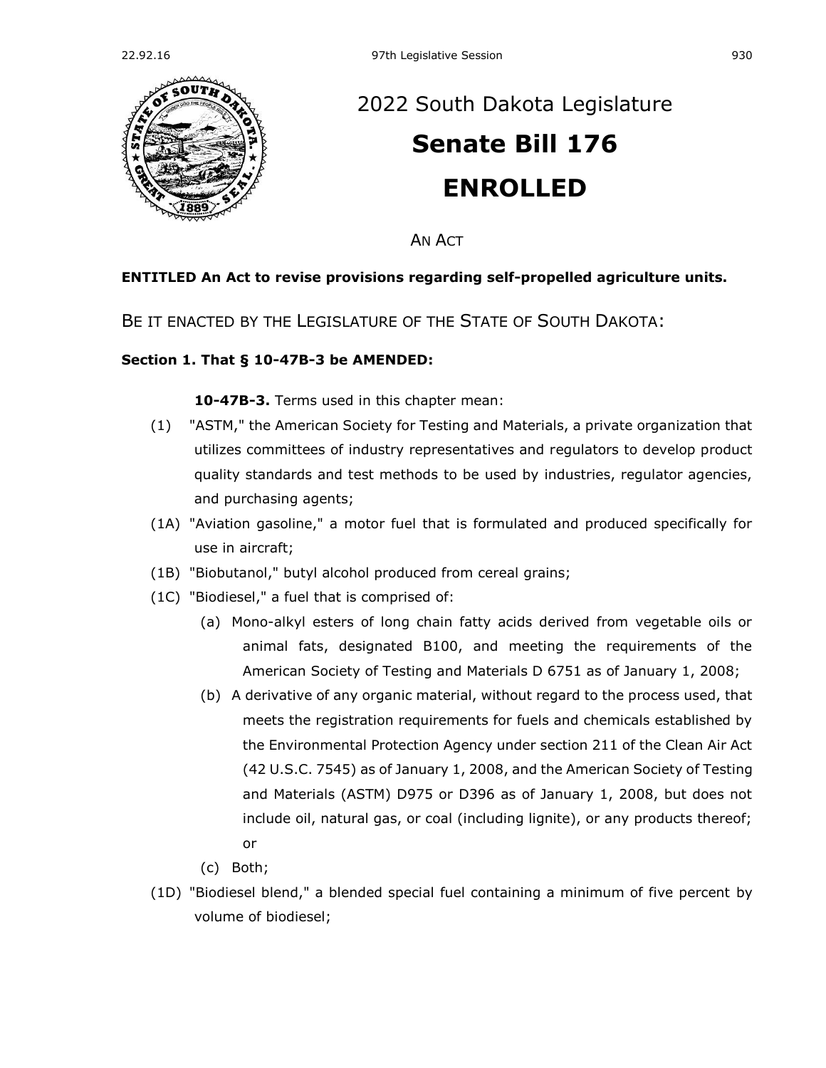# 2022 South Dakota Legislature

# Senate Bill 176

# ENROLLED

AN ACT

**ENTITLED An Act to revise provisions regarding self-propelled agriculture units.**

BE IT ENACTED BY THE LEGISLATURE OF THE STATE OF SOUTH DAKOTA:

**Section 1. That § 10-47B-3 be AMENDED:**

**10-47B-3.** Terms used in this chapter mean:

(1) "ASTM," the American Society for Testing and Materials, a private organization that utilizes committees of industry representatives and regulators to develop product quality standards and test methods to be used by industries, regulator agencies, and purchasing agents;

(1A) "Aviation gasoline," a motor fuel that is formulated and produced specifically for use in aircraft;

(1B) "Biobutanol," butyl alcohol produced from cereal grains;

(1C) "Biodiesel," a fuel that is comprised of:

(a) Mono-alkyl esters of long chain fatty acids derived from vegetable oils or animal fats, designated B100, and meeting the requirements of the American Society of Testing and Materials D 6751 as of January 1, 2008;

(b) A derivative of any organic material, without regard to the process used, that meets the registration requirements for fuels and chemicals established by the Environmental Protection Agency under section 211 of the Clean Air Act (42 U.S.C. 7545) as of January 1, 2008, and the American Society of Testing and Materials (ASTM) D975 or D396 as of January 1, 2008, but does not include oil, natural gas, or coal (including lignite), or any products thereof; or

(c) Both;

(1D) "Biodiesel blend," a blended special fuel containing a minimum of five percent by volume of biodiesel;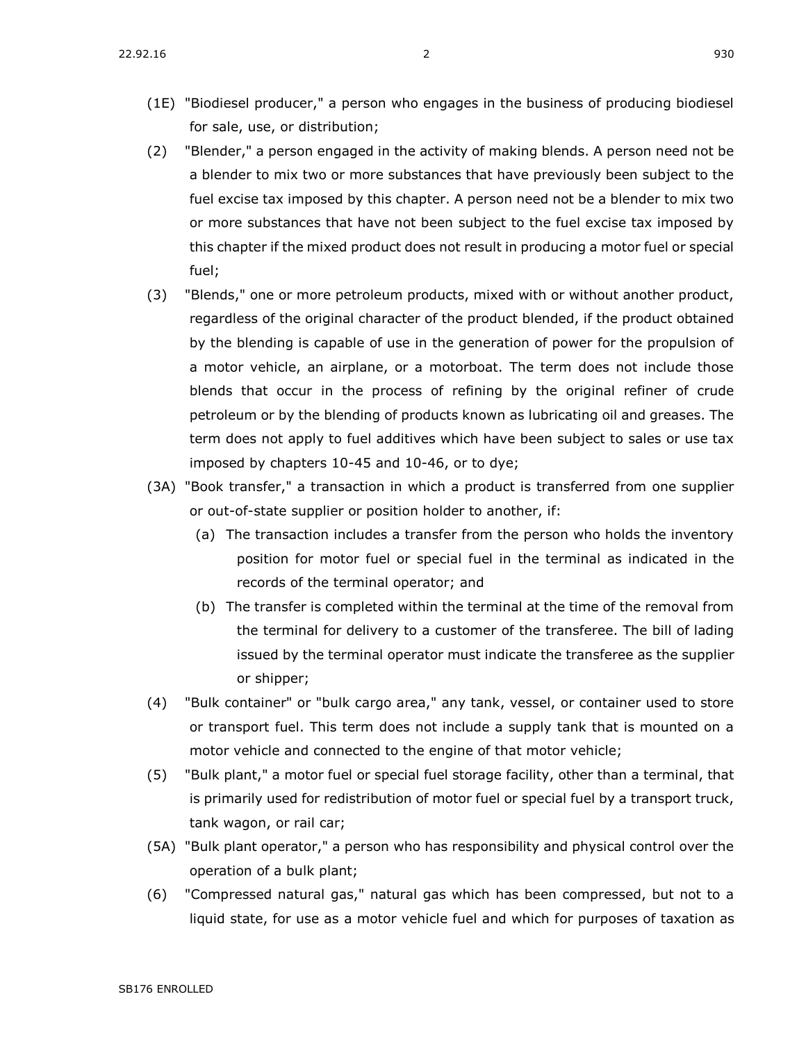(1E) "Biodiesel producer," a person who engages in the business of producing biodiesel for sale, use, or distribution;

(2) "Blender," a person engaged in the activity of making blends. A person need not be a blender to mix two or more substances that have previously been subject to the fuel excise tax imposed by this chapter. A person need not be a blender to mix two or more substances that have not been subject to the fuel excise tax imposed by this chapter if the mixed product does not result in producing a motor fuel or special fuel;

(3) "Blends," one or more petroleum products, mixed with or without another product, regardless of the original character of the product blended, if the product obtained by the blending is capable of use in the generation of power for the propulsion of a motor vehicle, an airplane, or a motorboat. The term does not include those blends that occur in the process of refining by the original refiner of crude petroleum or by the blending of products known as lubricating oil and greases. The term does not apply to fuel additives which have been subject to sales or use tax imposed by chapters 10-45 and 10-46, or to dye;

(3A) "Book transfer," a transaction in which a product is transferred from one supplier or out-of-state supplier or position holder to another, if:

  (a) The transaction includes a transfer from the person who holds the inventory position for motor fuel or special fuel in the terminal as indicated in the records of the terminal operator; and

  (b) The transfer is completed within the terminal at the time of the removal from the terminal for delivery to a customer of the transferee. The bill of lading issued by the terminal operator must indicate the transferee as the supplier or shipper;

(4) "Bulk container" or "bulk cargo area," any tank, vessel, or container used to store or transport fuel. This term does not include a supply tank that is mounted on a motor vehicle and connected to the engine of that motor vehicle;

(5) "Bulk plant," a motor fuel or special fuel storage facility, other than a terminal, that is primarily used for redistribution of motor fuel or special fuel by a transport truck, tank wagon, or rail car;

(5A) "Bulk plant operator," a person who has responsibility and physical control over the operation of a bulk plant;

(6) "Compressed natural gas," natural gas which has been compressed, but not to a liquid state, for use as a motor vehicle fuel and which for purposes of taxation as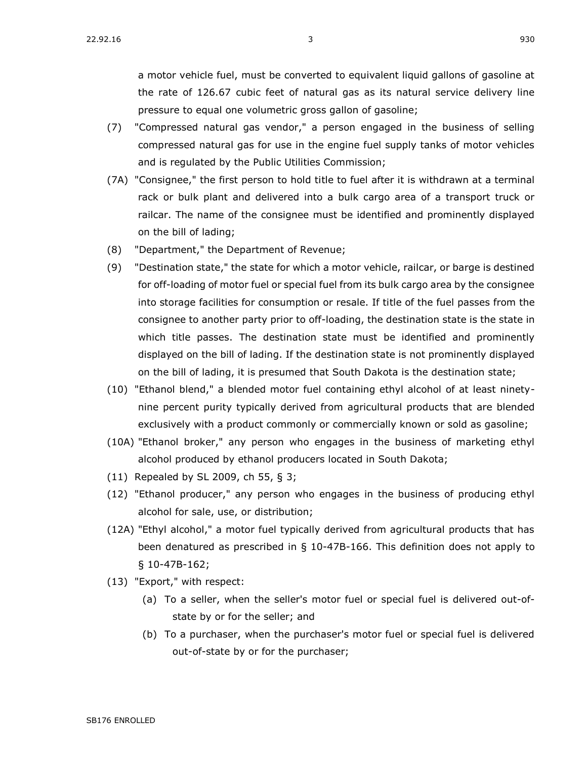a motor vehicle fuel, must be converted to equivalent liquid gallons of gasoline at the rate of 126.67 cubic feet of natural gas as its natural service delivery line pressure to equal one volumetric gross gallon of gasoline;

(7) "Compressed natural gas vendor," a person engaged in the business of selling compressed natural gas for use in the engine fuel supply tanks of motor vehicles and is regulated by the Public Utilities Commission;

(7A) "Consignee," the first person to hold title to fuel after it is withdrawn at a terminal rack or bulk plant and delivered into a bulk cargo area of a transport truck or railcar. The name of the consignee must be identified and prominently displayed on the bill of lading;

(8) "Department," the Department of Revenue;

(9) "Destination state," the state for which a motor vehicle, railcar, or barge is destined for off-loading of motor fuel or special fuel from its bulk cargo area by the consignee into storage facilities for consumption or resale. If title of the fuel passes from the consignee to another party prior to off-loading, the destination state is the state in which title passes. The destination state must be identified and prominently displayed on the bill of lading. If the destination state is not prominently displayed on the bill of lading, it is presumed that South Dakota is the destination state;

(10) "Ethanol blend," a blended motor fuel containing ethyl alcohol of at least ninety-nine percent purity typically derived from agricultural products that are blended exclusively with a product commonly or commercially known or sold as gasoline;

(10A) "Ethanol broker," any person who engages in the business of marketing ethyl alcohol produced by ethanol producers located in South Dakota;

(11) Repealed by SL 2009, ch 55, § 3;

(12) "Ethanol producer," any person who engages in the business of producing ethyl alcohol for sale, use, or distribution;

(12A) "Ethyl alcohol," a motor fuel typically derived from agricultural products that has been denatured as prescribed in § 10-47B-166. This definition does not apply to § 10-47B-162;

(13) "Export," with respect:

(a) To a seller, when the seller's motor fuel or special fuel is delivered out-of-state by or for the seller; and

(b) To a purchaser, when the purchaser's motor fuel or special fuel is delivered out-of-state by or for the purchaser;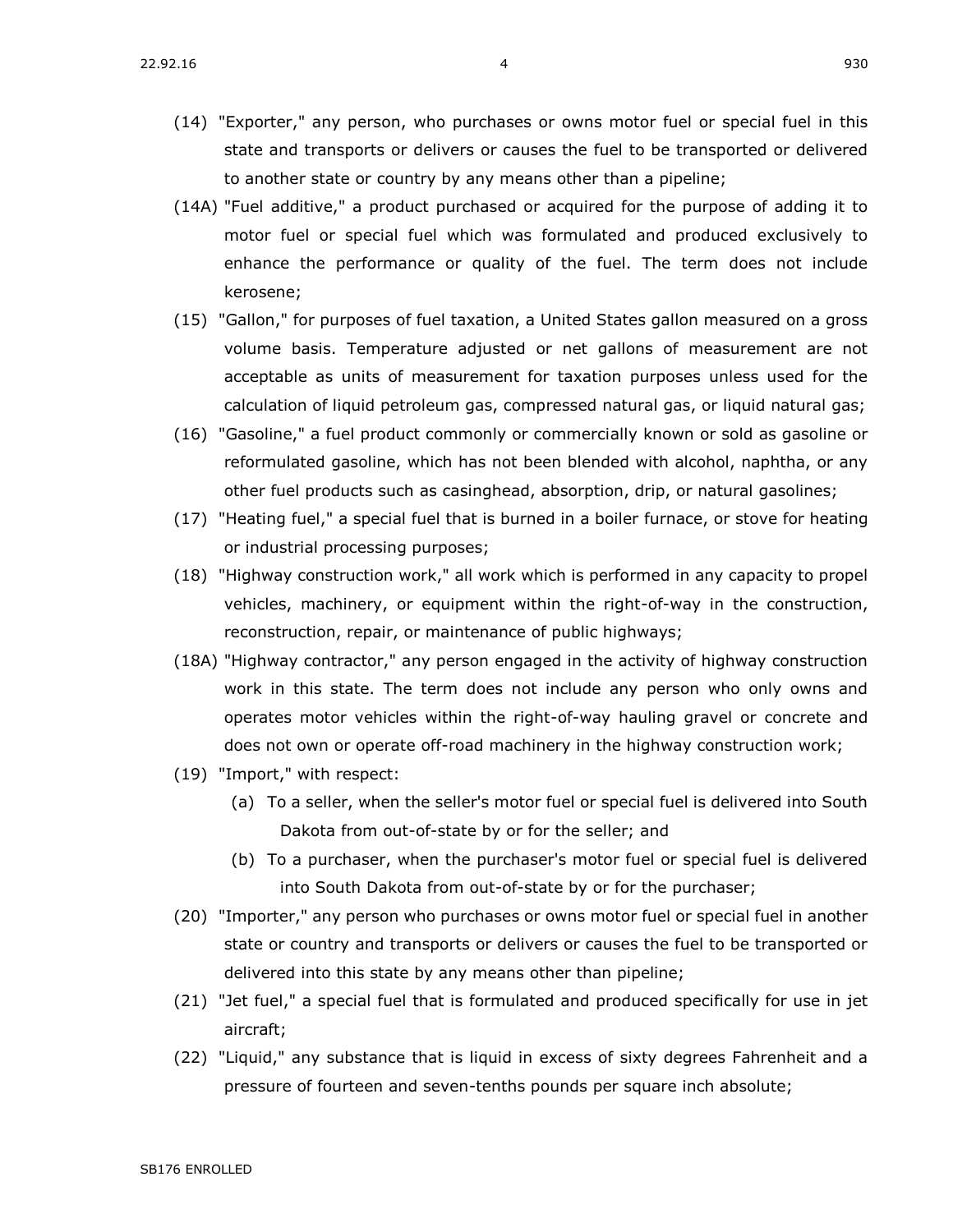(14) "Exporter," any person, who purchases or owns motor fuel or special fuel in this state and transports or delivers or causes the fuel to be transported or delivered to another state or country by any means other than a pipeline;

(14A) "Fuel additive," a product purchased or acquired for the purpose of adding it to motor fuel or special fuel which was formulated and produced exclusively to enhance the performance or quality of the fuel. The term does not include kerosene;

(15) "Gallon," for purposes of fuel taxation, a United States gallon measured on a gross volume basis. Temperature adjusted or net gallons of measurement are not acceptable as units of measurement for taxation purposes unless used for the calculation of liquid petroleum gas, compressed natural gas, or liquid natural gas;

(16) "Gasoline," a fuel product commonly or commercially known or sold as gasoline or reformulated gasoline, which has not been blended with alcohol, naphtha, or any other fuel products such as casinghead, absorption, drip, or natural gasolines;

(17) "Heating fuel," a special fuel that is burned in a boiler furnace, or stove for heating or industrial processing purposes;

(18) "Highway construction work," all work which is performed in any capacity to propel vehicles, machinery, or equipment within the right-of-way in the construction, reconstruction, repair, or maintenance of public highways;

(18A) "Highway contractor," any person engaged in the activity of highway construction work in this state. The term does not include any person who only owns and operates motor vehicles within the right-of-way hauling gravel or concrete and does not own or operate off-road machinery in the highway construction work;

(19) "Import," with respect:

  (a) To a seller, when the seller's motor fuel or special fuel is delivered into South Dakota from out-of-state by or for the seller; and

  (b) To a purchaser, when the purchaser's motor fuel or special fuel is delivered into South Dakota from out-of-state by or for the purchaser;

(20) "Importer," any person who purchases or owns motor fuel or special fuel in another state or country and transports or delivers or causes the fuel to be transported or delivered into this state by any means other than pipeline;

(21) "Jet fuel," a special fuel that is formulated and produced specifically for use in jet aircraft;

(22) "Liquid," any substance that is liquid in excess of sixty degrees Fahrenheit and a pressure of fourteen and seven-tenths pounds per square inch absolute;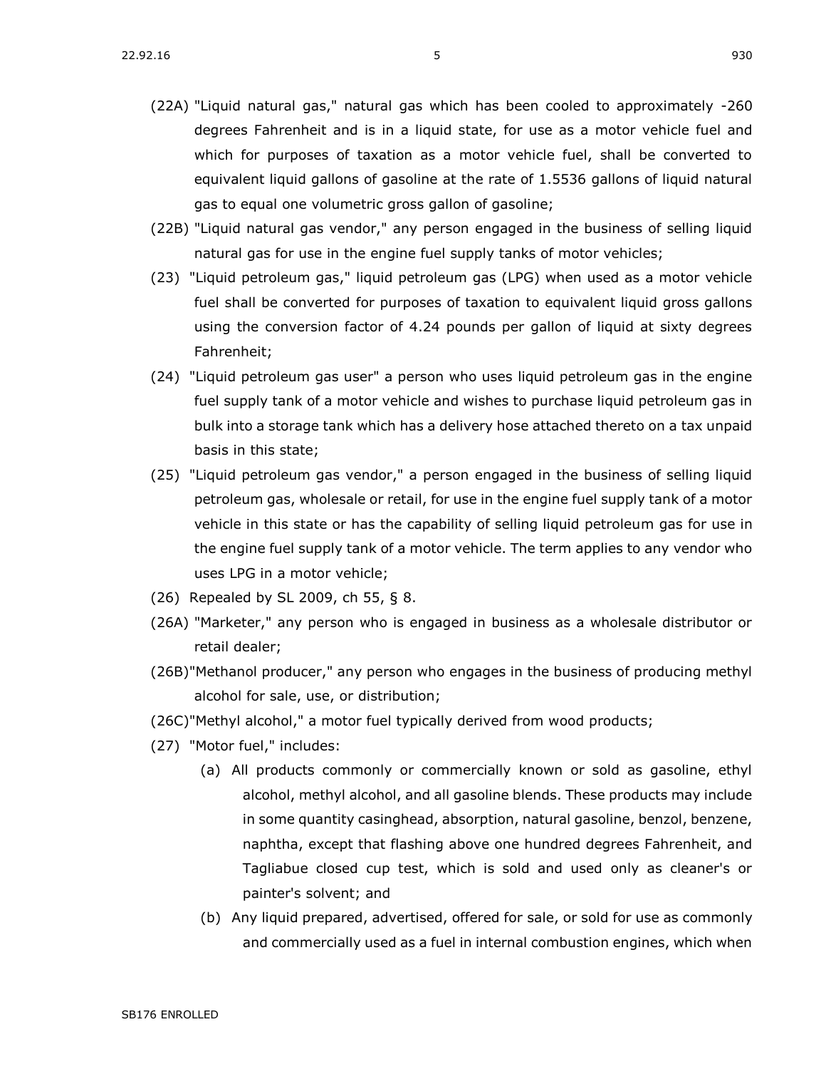(22A) "Liquid natural gas," natural gas which has been cooled to approximately -260 degrees Fahrenheit and is in a liquid state, for use as a motor vehicle fuel and which for purposes of taxation as a motor vehicle fuel, shall be converted to equivalent liquid gallons of gasoline at the rate of 1.5536 gallons of liquid natural gas to equal one volumetric gross gallon of gasoline;

(22B) "Liquid natural gas vendor," any person engaged in the business of selling liquid natural gas for use in the engine fuel supply tanks of motor vehicles;

(23) "Liquid petroleum gas," liquid petroleum gas (LPG) when used as a motor vehicle fuel shall be converted for purposes of taxation to equivalent liquid gross gallons using the conversion factor of 4.24 pounds per gallon of liquid at sixty degrees Fahrenheit;

(24) "Liquid petroleum gas user" a person who uses liquid petroleum gas in the engine fuel supply tank of a motor vehicle and wishes to purchase liquid petroleum gas in bulk into a storage tank which has a delivery hose attached thereto on a tax unpaid basis in this state;

(25) "Liquid petroleum gas vendor," a person engaged in the business of selling liquid petroleum gas, wholesale or retail, for use in the engine fuel supply tank of a motor vehicle in this state or has the capability of selling liquid petroleum gas for use in the engine fuel supply tank of a motor vehicle. The term applies to any vendor who uses LPG in a motor vehicle;

(26) Repealed by SL 2009, ch 55, § 8.

(26A) "Marketer," any person who is engaged in business as a wholesale distributor or retail dealer;

(26B) "Methanol producer," any person who engages in the business of producing methyl alcohol for sale, use, or distribution;

(26C) "Methyl alcohol," a motor fuel typically derived from wood products;

(27) "Motor fuel," includes:

(a) All products commonly or commercially known or sold as gasoline, ethyl alcohol, methyl alcohol, and all gasoline blends. These products may include in some quantity casinghead, absorption, natural gasoline, benzol, benzene, naphtha, except that flashing above one hundred degrees Fahrenheit, and Tagliabue closed cup test, which is sold and used only as cleaner's or painter's solvent; and

(b) Any liquid prepared, advertised, offered for sale, or sold for use as commonly and commercially used as a fuel in internal combustion engines, which when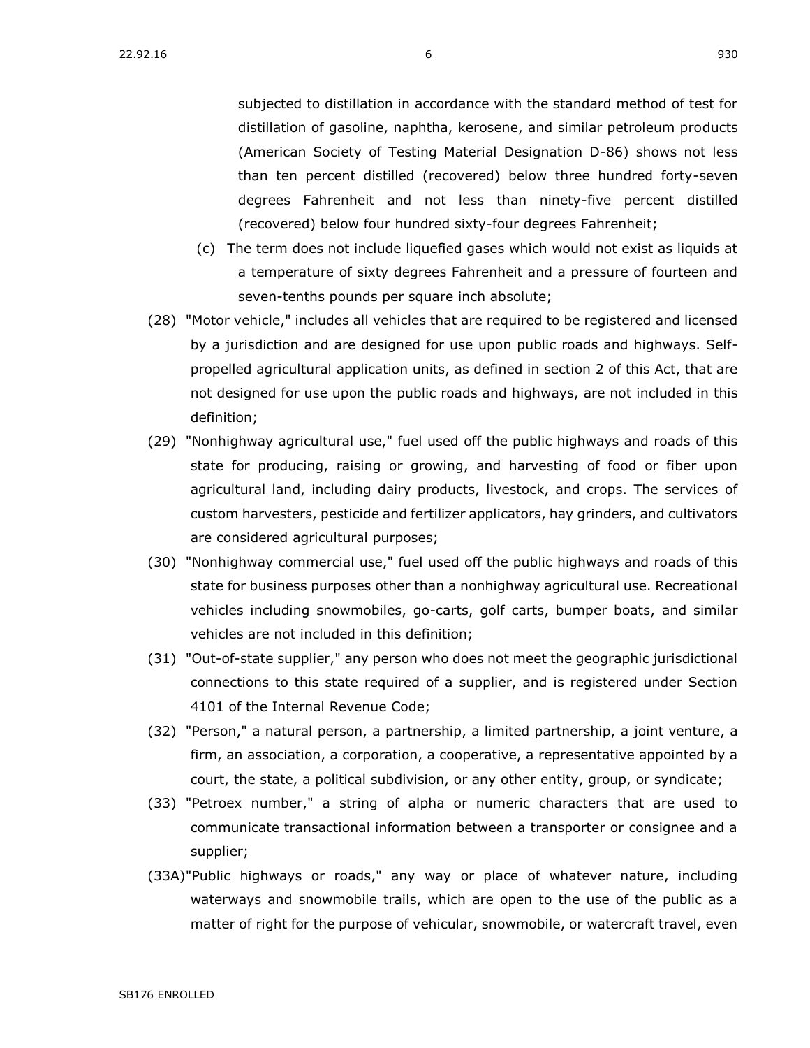subjected to distillation in accordance with the standard method of test for distillation of gasoline, naphtha, kerosene, and similar petroleum products (American Society of Testing Material Designation D-86) shows not less than ten percent distilled (recovered) below three hundred forty-seven degrees Fahrenheit and not less than ninety-five percent distilled (recovered) below four hundred sixty-four degrees Fahrenheit;

(c) The term does not include liquefied gases which would not exist as liquids at a temperature of sixty degrees Fahrenheit and a pressure of fourteen and seven-tenths pounds per square inch absolute;

(28) "Motor vehicle," includes all vehicles that are required to be registered and licensed by a jurisdiction and are designed for use upon public roads and highways. Self-propelled agricultural application units, as defined in section 2 of this Act, that are not designed for use upon the public roads and highways, are not included in this definition;

(29) "Nonhighway agricultural use," fuel used off the public highways and roads of this state for producing, raising or growing, and harvesting of food or fiber upon agricultural land, including dairy products, livestock, and crops. The services of custom harvesters, pesticide and fertilizer applicators, hay grinders, and cultivators are considered agricultural purposes;

(30) "Nonhighway commercial use," fuel used off the public highways and roads of this state for business purposes other than a nonhighway agricultural use. Recreational vehicles including snowmobiles, go-carts, golf carts, bumper boats, and similar vehicles are not included in this definition;

(31) "Out-of-state supplier," any person who does not meet the geographic jurisdictional connections to this state required of a supplier, and is registered under Section 4101 of the Internal Revenue Code;

(32) "Person," a natural person, a partnership, a limited partnership, a joint venture, a firm, an association, a corporation, a cooperative, a representative appointed by a court, the state, a political subdivision, or any other entity, group, or syndicate;

(33) "Petroex number," a string of alpha or numeric characters that are used to communicate transactional information between a transporter or consignee and a supplier;

(33A) "Public highways or roads," any way or place of whatever nature, including waterways and snowmobile trails, which are open to the use of the public as a matter of right for the purpose of vehicular, snowmobile, or watercraft travel, even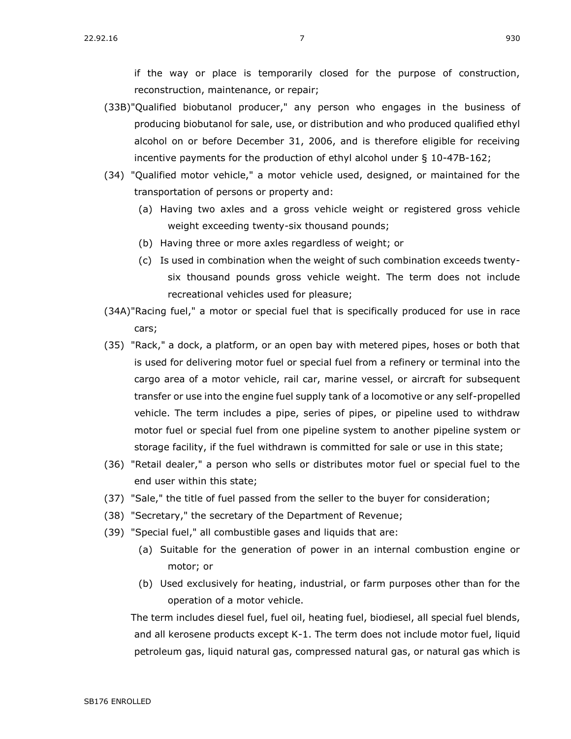if the way or place is temporarily closed for the purpose of construction, reconstruction, maintenance, or repair;

(33B) "Qualified biobutanol producer," any person who engages in the business of producing biobutanol for sale, use, or distribution and who produced qualified ethyl alcohol on or before December 31, 2006, and is therefore eligible for receiving incentive payments for the production of ethyl alcohol under § 10-47B-162;

(34) "Qualified motor vehicle," a motor vehicle used, designed, or maintained for the transportation of persons or property and:

   (a) Having two axles and a gross vehicle weight or registered gross vehicle weight exceeding twenty-six thousand pounds;

   (b) Having three or more axles regardless of weight; or

   (c) Is used in combination when the weight of such combination exceeds twenty-six thousand pounds gross vehicle weight. The term does not include recreational vehicles used for pleasure;

(34A) "Racing fuel," a motor or special fuel that is specifically produced for use in race cars;

(35) "Rack," a dock, a platform, or an open bay with metered pipes, hoses or both that is used for delivering motor fuel or special fuel from a refinery or terminal into the cargo area of a motor vehicle, rail car, marine vessel, or aircraft for subsequent transfer or use into the engine fuel supply tank of a locomotive or any self-propelled vehicle. The term includes a pipe, series of pipes, or pipeline used to withdraw motor fuel or special fuel from one pipeline system to another pipeline system or storage facility, if the fuel withdrawn is committed for sale or use in this state;

(36) "Retail dealer," a person who sells or distributes motor fuel or special fuel to the end user within this state;

(37) "Sale," the title of fuel passed from the seller to the buyer for consideration;

(38) "Secretary," the secretary of the Department of Revenue;

(39) "Special fuel," all combustible gases and liquids that are:

   (a) Suitable for the generation of power in an internal combustion engine or motor; or

   (b) Used exclusively for heating, industrial, or farm purposes other than for the operation of a motor vehicle.

   The term includes diesel fuel, fuel oil, heating fuel, biodiesel, all special fuel blends, and all kerosene products except K-1. The term does not include motor fuel, liquid petroleum gas, liquid natural gas, compressed natural gas, or natural gas which is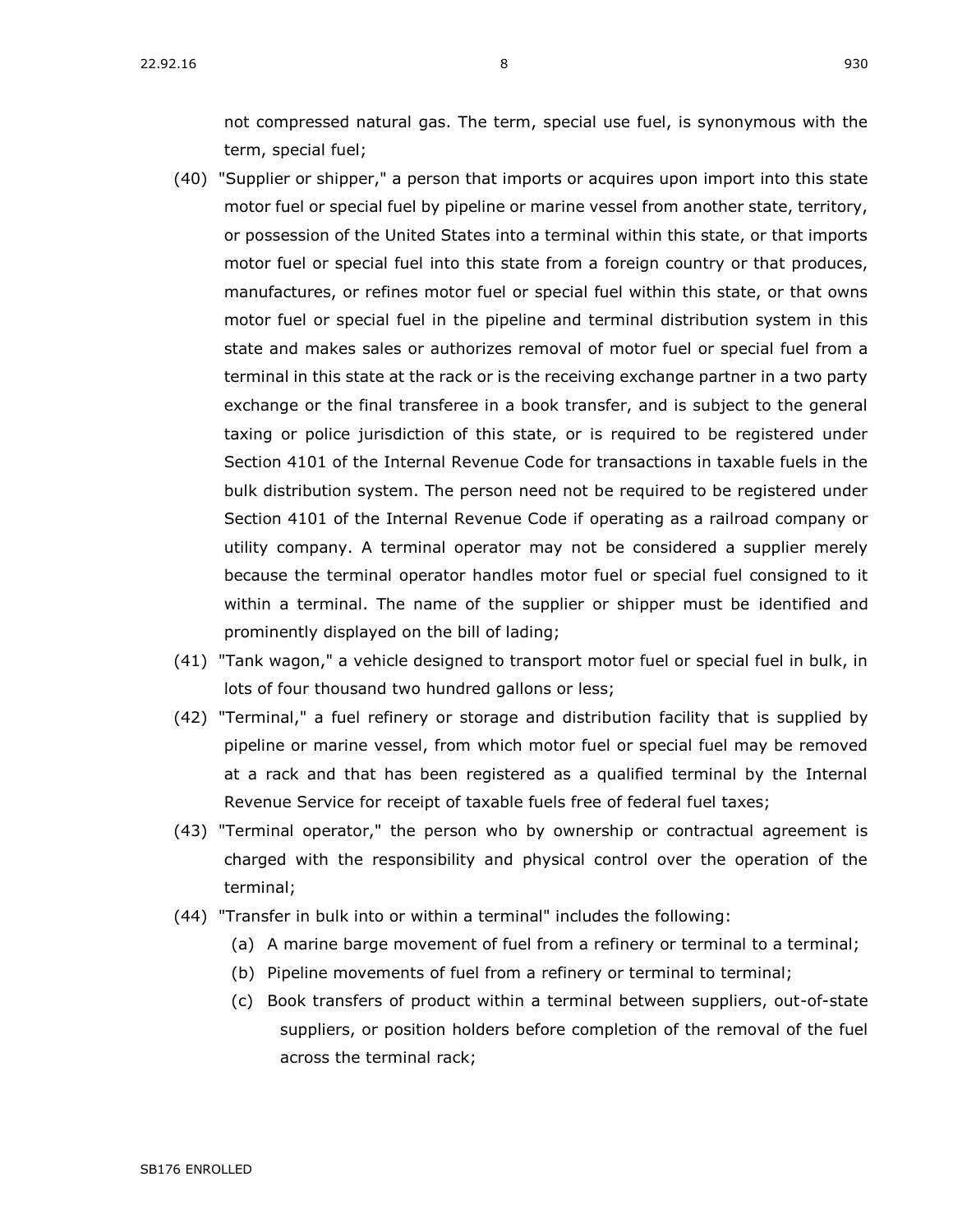not compressed natural gas. The term, special use fuel, is synonymous with the term, special fuel;

(40) "Supplier or shipper," a person that imports or acquires upon import into this state motor fuel or special fuel by pipeline or marine vessel from another state, territory, or possession of the United States into a terminal within this state, or that imports motor fuel or special fuel into this state from a foreign country or that produces, manufactures, or refines motor fuel or special fuel within this state, or that owns motor fuel or special fuel in the pipeline and terminal distribution system in this state and makes sales or authorizes removal of motor fuel or special fuel from a terminal in this state at the rack or is the receiving exchange partner in a two party exchange or the final transferee in a book transfer, and is subject to the general taxing or police jurisdiction of this state, or is required to be registered under Section 4101 of the Internal Revenue Code for transactions in taxable fuels in the bulk distribution system. The person need not be required to be registered under Section 4101 of the Internal Revenue Code if operating as a railroad company or utility company. A terminal operator may not be considered a supplier merely because the terminal operator handles motor fuel or special fuel consigned to it within a terminal. The name of the supplier or shipper must be identified and prominently displayed on the bill of lading;

(41) "Tank wagon," a vehicle designed to transport motor fuel or special fuel in bulk, in lots of four thousand two hundred gallons or less;

(42) "Terminal," a fuel refinery or storage and distribution facility that is supplied by pipeline or marine vessel, from which motor fuel or special fuel may be removed at a rack and that has been registered as a qualified terminal by the Internal Revenue Service for receipt of taxable fuels free of federal fuel taxes;

(43) "Terminal operator," the person who by ownership or contractual agreement is charged with the responsibility and physical control over the operation of the terminal;

(44) "Transfer in bulk into or within a terminal" includes the following:

  (a) A marine barge movement of fuel from a refinery or terminal to a terminal;

  (b) Pipeline movements of fuel from a refinery or terminal to terminal;

  (c) Book transfers of product within a terminal between suppliers, out-of-state suppliers, or position holders before completion of the removal of the fuel across the terminal rack;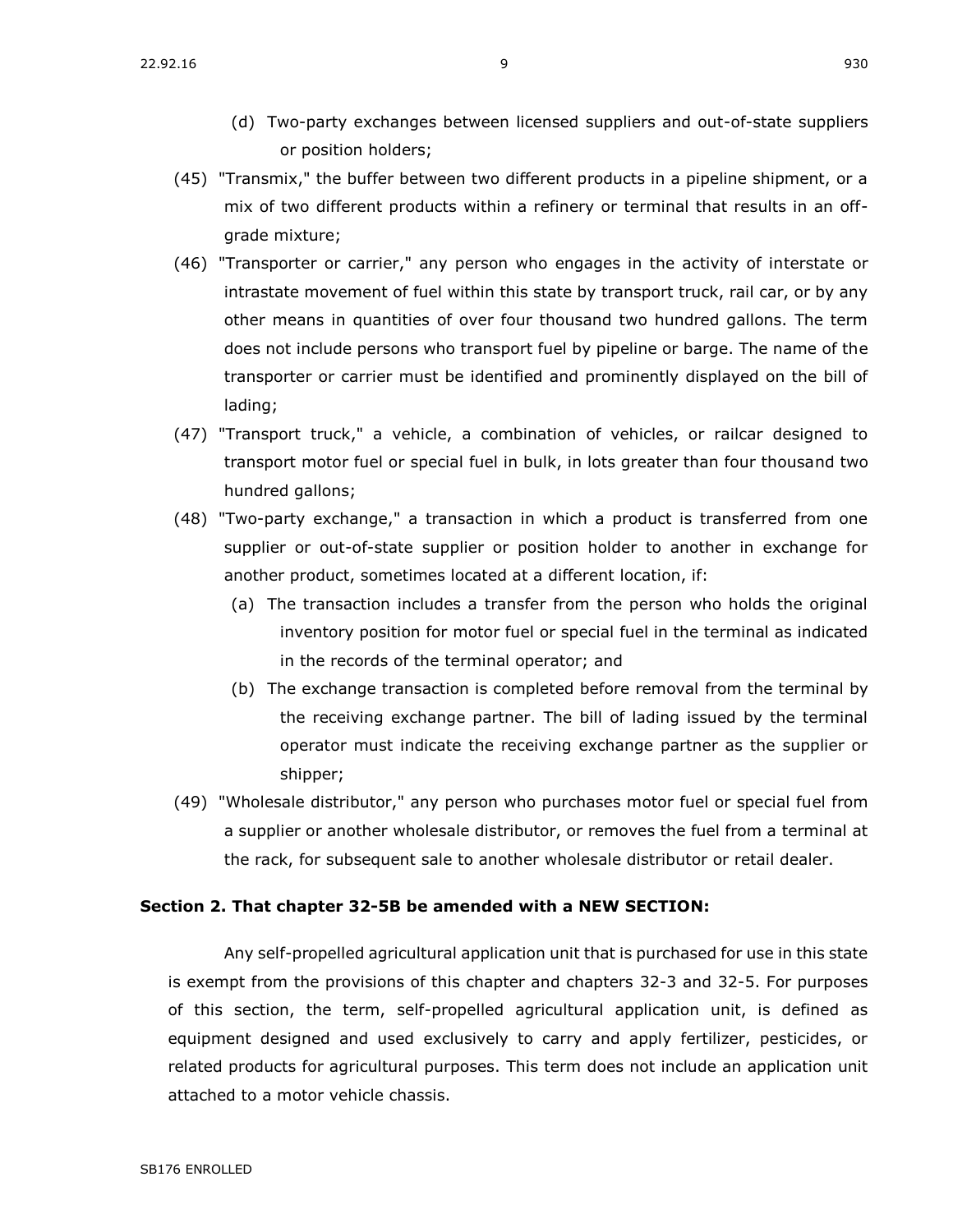(d) Two-party exchanges between licensed suppliers and out-of-state suppliers or position holders;

(45) "Transmix," the buffer between two different products in a pipeline shipment, or a mix of two different products within a refinery or terminal that results in an off-grade mixture;

(46) "Transporter or carrier," any person who engages in the activity of interstate or intrastate movement of fuel within this state by transport truck, rail car, or by any other means in quantities of over four thousand two hundred gallons. The term does not include persons who transport fuel by pipeline or barge. The name of the transporter or carrier must be identified and prominently displayed on the bill of lading;

(47) "Transport truck," a vehicle, a combination of vehicles, or railcar designed to transport motor fuel or special fuel in bulk, in lots greater than four thousand two hundred gallons;

(48) "Two-party exchange," a transaction in which a product is transferred from one supplier or out-of-state supplier or position holder to another in exchange for another product, sometimes located at a different location, if:

(a) The transaction includes a transfer from the person who holds the original inventory position for motor fuel or special fuel in the terminal as indicated in the records of the terminal operator; and

(b) The exchange transaction is completed before removal from the terminal by the receiving exchange partner. The bill of lading issued by the terminal operator must indicate the receiving exchange partner as the supplier or shipper;

(49) "Wholesale distributor," any person who purchases motor fuel or special fuel from a supplier or another wholesale distributor, or removes the fuel from a terminal at the rack, for subsequent sale to another wholesale distributor or retail dealer.

**Section 2. That chapter 32-5B be amended with a NEW SECTION:**

Any self-propelled agricultural application unit that is purchased for use in this state is exempt from the provisions of this chapter and chapters 32-3 and 32-5. For purposes of this section, the term, self-propelled agricultural application unit, is defined as equipment designed and used exclusively to carry and apply fertilizer, pesticides, or related products for agricultural purposes. This term does not include an application unit attached to a motor vehicle chassis.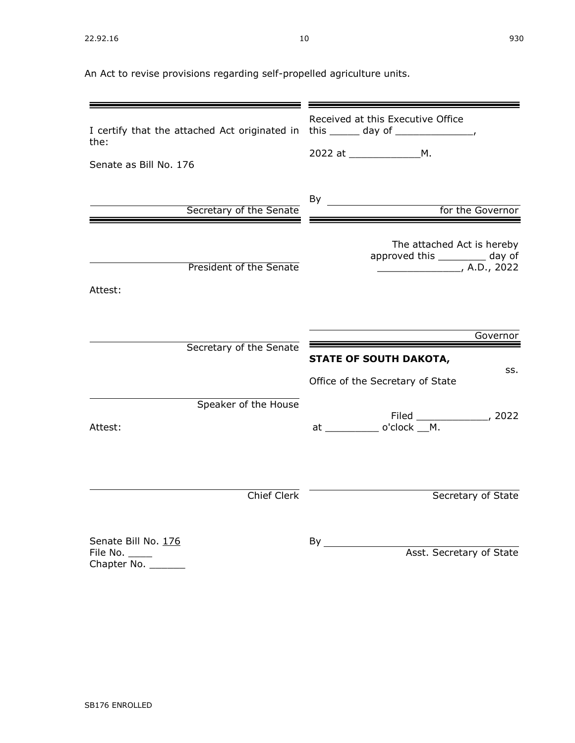An Act to revise provisions regarding self-propelled agriculture units.

I certify that the attached Act originated in the:

Senate as Bill No. 176

Secretary of the Senate

President of the Senate

Attest:

Secretary of the Senate

Speaker of the House

Attest:

Chief Clerk

Senate Bill No. 176
File No. ____
Chapter No. ______

Received at this Executive Office this _____ day of _____________,

2022 at ____________M.

By

for the Governor

The attached Act is hereby approved this ________ day of ______________, A.D., 2022

Governor

**STATE OF SOUTH DAKOTA,**

ss.

Office of the Secretary of State

Filed ____________, 2022 at _________ o'clock __M.

Secretary of State

By

Asst. Secretary of State

SB176 ENROLLED